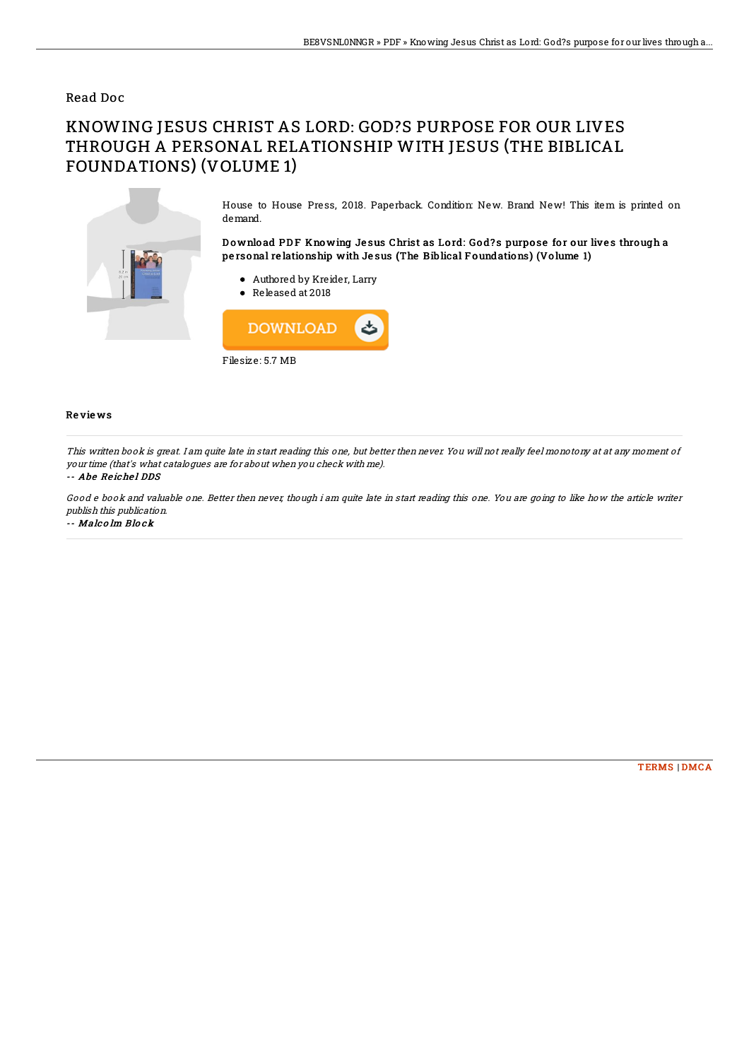Read Doc

# KNOWING JESUS CHRIST AS LORD: GOD?S PURPOSE FOR OUR LIVES THROUGH A PERSONAL RELATIONSHIP WITH JESUS (THE BIBLICAL FOUNDATIONS) (VOLUME 1)

House to House Press, 2018. Paperback. Condition: New. Brand New! This item is printed on demand.

**Download PDF Knowing Jesus Christ as Lord: God?s purpose for our lives through a personal relationship with Jesus (The Biblical Foundations) (Volume 1)**

- Authored by Kreider, Larry
- Released at 2018

DOWNLOAD

Filesize: 5.7 MB

## Reviews

*This written book is great. I am quite late in start reading this one, but better then never. You will not really feel monotony at at any moment of your time (that's what catalogues are for about when you check with me).*

*-- **Abe Reichel DDS***

*Good e book and valuable one. Better then never, though i am quite late in start reading this one. You are going to like how the article writer publish this publication.*

*-- **Malcolm Block***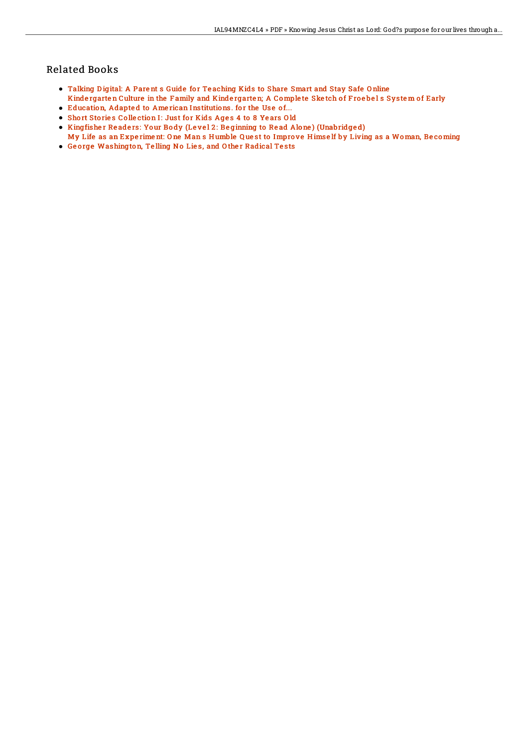## Related Books

- Talking Digital: A Parent s Guide for Teaching Kids to Share Smart and Stay Safe Online
- Kindergarten Culture in the Family and Kindergarten; A Complete Sketch of Froebel s System of Early Education, Adapted to American Institutions. for the Use of...
- Short Stories Collection I: Just for Kids Ages 4 to 8 Years Old
- Kingfisher Readers: Your Body (Level 2: Beginning to Read Alone) (Unabridged)
- My Life as an Experiment: One Man s Humble Quest to Improve Himself by Living as a Woman, Becoming George Washington, Telling No Lies, and Other Radical Tests